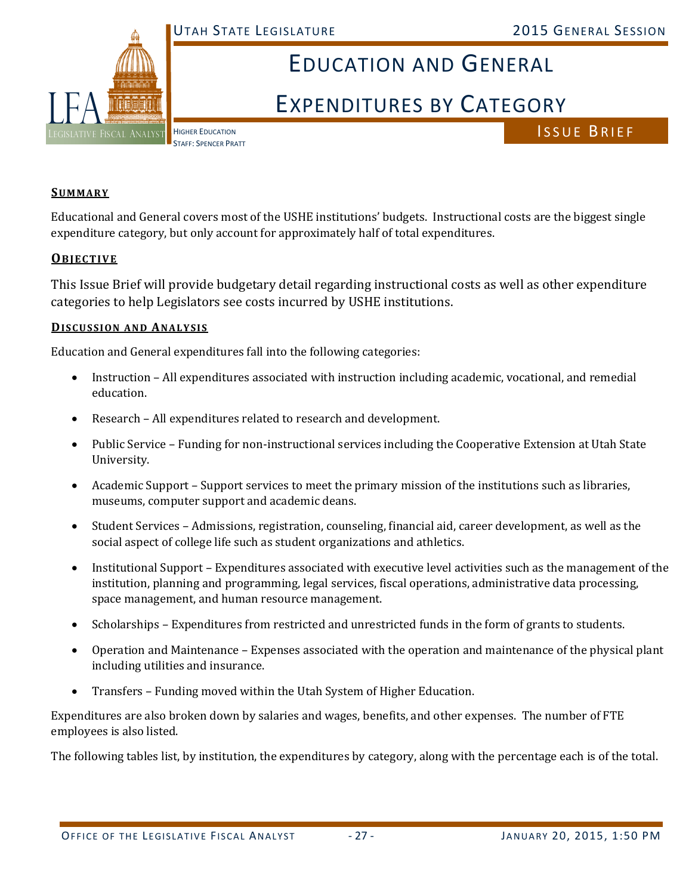# Education and General Expenditures by Category

Utah State Legislature — 2015 General Session

Higher Education
Staff: Spencer Pratt

Issue Brief

## Summary

Educational and General covers most of the USHE institutions' budgets. Instructional costs are the biggest single expenditure category, but only account for approximately half of total expenditures.

## Objective

This Issue Brief will provide budgetary detail regarding instructional costs as well as other expenditure categories to help Legislators see costs incurred by USHE institutions.

## Discussion and Analysis

Education and General expenditures fall into the following categories:

- Instruction – All expenditures associated with instruction including academic, vocational, and remedial education.
- Research – All expenditures related to research and development.
- Public Service – Funding for non-instructional services including the Cooperative Extension at Utah State University.
- Academic Support – Support services to meet the primary mission of the institutions such as libraries, museums, computer support and academic deans.
- Student Services – Admissions, registration, counseling, financial aid, career development, as well as the social aspect of college life such as student organizations and athletics.
- Institutional Support – Expenditures associated with executive level activities such as the management of the institution, planning and programming, legal services, fiscal operations, administrative data processing, space management, and human resource management.
- Scholarships – Expenditures from restricted and unrestricted funds in the form of grants to students.
- Operation and Maintenance – Expenses associated with the operation and maintenance of the physical plant including utilities and insurance.
- Transfers – Funding moved within the Utah System of Higher Education.

Expenditures are also broken down by salaries and wages, benefits, and other expenses. The number of FTE employees is also listed.

The following tables list, by institution, the expenditures by category, along with the percentage each is of the total.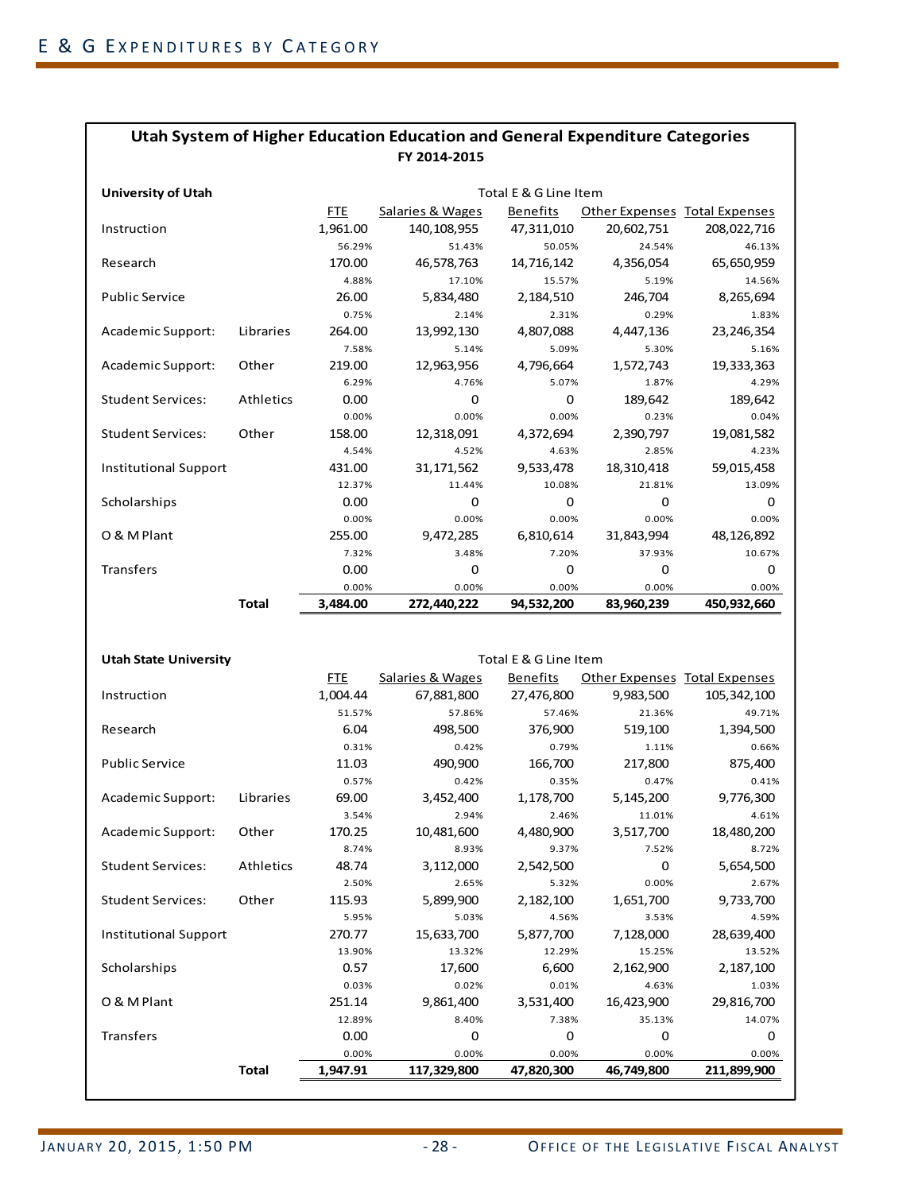# E & G Expenditures by Category

## Utah System of Higher Education Education and General Expenditure Categories

**FY 2014-2015**

| **University of Utah** | | Total E & G Line Item | | | | |
|---|---|---|---|---|---|---|
| | | FTE | Salaries & Wages | Benefits | Other Expenses | Total Expenses |
| Instruction | | 1,961.00 | 140,108,955 | 47,311,010 | 20,602,751 | 208,022,716 |
| | | 56.29% | 51.43% | 50.05% | 24.54% | 46.13% |
| Research | | 170.00 | 46,578,763 | 14,716,142 | 4,356,054 | 65,650,959 |
| | | 4.88% | 17.10% | 15.57% | 5.19% | 14.56% |
| Public Service | | 26.00 | 5,834,480 | 2,184,510 | 246,704 | 8,265,694 |
| | | 0.75% | 2.14% | 2.31% | 0.29% | 1.83% |
| Academic Support: | Libraries | 264.00 | 13,992,130 | 4,807,088 | 4,447,136 | 23,246,354 |
| | | 7.58% | 5.14% | 5.09% | 5.30% | 5.16% |
| Academic Support: | Other | 219.00 | 12,963,956 | 4,796,664 | 1,572,743 | 19,333,363 |
| | | 6.29% | 4.76% | 5.07% | 1.87% | 4.29% |
| Student Services: | Athletics | 0.00 | 0 | 0 | 189,642 | 189,642 |
| | | 0.00% | 0.00% | 0.00% | 0.23% | 0.04% |
| Student Services: | Other | 158.00 | 12,318,091 | 4,372,694 | 2,390,797 | 19,081,582 |
| | | 4.54% | 4.52% | 4.63% | 2.85% | 4.23% |
| Institutional Support | | 431.00 | 31,171,562 | 9,533,478 | 18,310,418 | 59,015,458 |
| | | 12.37% | 11.44% | 10.08% | 21.81% | 13.09% |
| Scholarships | | 0.00 | 0 | 0 | 0 | 0 |
| | | 0.00% | 0.00% | 0.00% | 0.00% | 0.00% |
| O & M Plant | | 255.00 | 9,472,285 | 6,810,614 | 31,843,994 | 48,126,892 |
| | | 7.32% | 3.48% | 7.20% | 37.93% | 10.67% |
| Transfers | | 0.00 | 0 | 0 | 0 | 0 |
| | | 0.00% | 0.00% | 0.00% | 0.00% | 0.00% |
| | **Total** | **3,484.00** | **272,440,222** | **94,532,200** | **83,960,239** | **450,932,660** |

| **Utah State University** | | Total E & G Line Item | | | | |
|---|---|---|---|---|---|---|
| | | FTE | Salaries & Wages | Benefits | Other Expenses | Total Expenses |
| Instruction | | 1,004.44 | 67,881,800 | 27,476,800 | 9,983,500 | 105,342,100 |
| | | 51.57% | 57.86% | 57.46% | 21.36% | 49.71% |
| Research | | 6.04 | 498,500 | 376,900 | 519,100 | 1,394,500 |
| | | 0.31% | 0.42% | 0.79% | 1.11% | 0.66% |
| Public Service | | 11.03 | 490,900 | 166,700 | 217,800 | 875,400 |
| | | 0.57% | 0.42% | 0.35% | 0.47% | 0.41% |
| Academic Support: | Libraries | 69.00 | 3,452,400 | 1,178,700 | 5,145,200 | 9,776,300 |
| | | 3.54% | 2.94% | 2.46% | 11.01% | 4.61% |
| Academic Support: | Other | 170.25 | 10,481,600 | 4,480,900 | 3,517,700 | 18,480,200 |
| | | 8.74% | 8.93% | 9.37% | 7.52% | 8.72% |
| Student Services: | Athletics | 48.74 | 3,112,000 | 2,542,500 | 0 | 5,654,500 |
| | | 2.50% | 2.65% | 5.32% | 0.00% | 2.67% |
| Student Services: | Other | 115.93 | 5,899,900 | 2,182,100 | 1,651,700 | 9,733,700 |
| | | 5.95% | 5.03% | 4.56% | 3.53% | 4.59% |
| Institutional Support | | 270.77 | 15,633,700 | 5,877,700 | 7,128,000 | 28,639,400 |
| | | 13.90% | 13.32% | 12.29% | 15.25% | 13.52% |
| Scholarships | | 0.57 | 17,600 | 6,600 | 2,162,900 | 2,187,100 |
| | | 0.03% | 0.02% | 0.01% | 4.63% | 1.03% |
| O & M Plant | | 251.14 | 9,861,400 | 3,531,400 | 16,423,900 | 29,816,700 |
| | | 12.89% | 8.40% | 7.38% | 35.13% | 14.07% |
| Transfers | | 0.00 | 0 | 0 | 0 | 0 |
| | | 0.00% | 0.00% | 0.00% | 0.00% | 0.00% |
| | **Total** | **1,947.91** | **117,329,800** | **47,820,300** | **46,749,800** | **211,899,900** |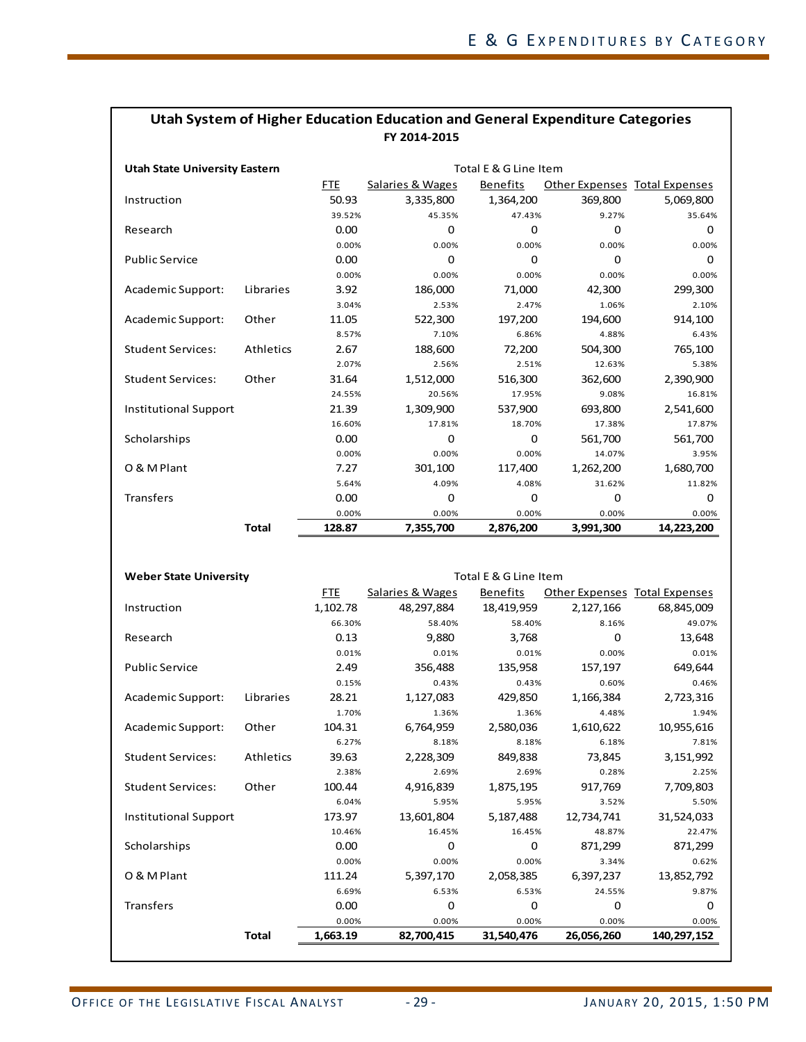## Utah System of Higher Education Education and General Expenditure Categories

**FY 2014-2015**

| **Utah State University Eastern** | | Total E & G Line Item | | | | |
|---|---|---|---|---|---|---|
| | | FTE | Salaries & Wages | Benefits | Other Expenses | Total Expenses |
| Instruction | | 50.93 | 3,335,800 | 1,364,200 | 369,800 | 5,069,800 |
| | | 39.52% | 45.35% | 47.43% | 9.27% | 35.64% |
| Research | | 0.00 | 0 | 0 | 0 | 0 |
| | | 0.00% | 0.00% | 0.00% | 0.00% | 0.00% |
| Public Service | | 0.00 | 0 | 0 | 0 | 0 |
| | | 0.00% | 0.00% | 0.00% | 0.00% | 0.00% |
| Academic Support: | Libraries | 3.92 | 186,000 | 71,000 | 42,300 | 299,300 |
| | | 3.04% | 2.53% | 2.47% | 1.06% | 2.10% |
| Academic Support: | Other | 11.05 | 522,300 | 197,200 | 194,600 | 914,100 |
| | | 8.57% | 7.10% | 6.86% | 4.88% | 6.43% |
| Student Services: | Athletics | 2.67 | 188,600 | 72,200 | 504,300 | 765,100 |
| | | 2.07% | 2.56% | 2.51% | 12.63% | 5.38% |
| Student Services: | Other | 31.64 | 1,512,000 | 516,300 | 362,600 | 2,390,900 |
| | | 24.55% | 20.56% | 17.95% | 9.08% | 16.81% |
| Institutional Support | | 21.39 | 1,309,900 | 537,900 | 693,800 | 2,541,600 |
| | | 16.60% | 17.81% | 18.70% | 17.38% | 17.87% |
| Scholarships | | 0.00 | 0 | 0 | 561,700 | 561,700 |
| | | 0.00% | 0.00% | 0.00% | 14.07% | 3.95% |
| O & M Plant | | 7.27 | 301,100 | 117,400 | 1,262,200 | 1,680,700 |
| | | 5.64% | 4.09% | 4.08% | 31.62% | 11.82% |
| Transfers | | 0.00 | 0 | 0 | 0 | 0 |
| | | 0.00% | 0.00% | 0.00% | 0.00% | 0.00% |
| | **Total** | **128.87** | **7,355,700** | **2,876,200** | **3,991,300** | **14,223,200** |

| **Weber State University** | | Total E & G Line Item | | | | |
|---|---|---|---|---|---|---|
| | | FTE | Salaries & Wages | Benefits | Other Expenses | Total Expenses |
| Instruction | | 1,102.78 | 48,297,884 | 18,419,959 | 2,127,166 | 68,845,009 |
| | | 66.30% | 58.40% | 58.40% | 8.16% | 49.07% |
| Research | | 0.13 | 9,880 | 3,768 | 0 | 13,648 |
| | | 0.01% | 0.01% | 0.01% | 0.00% | 0.01% |
| Public Service | | 2.49 | 356,488 | 135,958 | 157,197 | 649,644 |
| | | 0.15% | 0.43% | 0.43% | 0.60% | 0.46% |
| Academic Support: | Libraries | 28.21 | 1,127,083 | 429,850 | 1,166,384 | 2,723,316 |
| | | 1.70% | 1.36% | 1.36% | 4.48% | 1.94% |
| Academic Support: | Other | 104.31 | 6,764,959 | 2,580,036 | 1,610,622 | 10,955,616 |
| | | 6.27% | 8.18% | 8.18% | 6.18% | 7.81% |
| Student Services: | Athletics | 39.63 | 2,228,309 | 849,838 | 73,845 | 3,151,992 |
| | | 2.38% | 2.69% | 2.69% | 0.28% | 2.25% |
| Student Services: | Other | 100.44 | 4,916,839 | 1,875,195 | 917,769 | 7,709,803 |
| | | 6.04% | 5.95% | 5.95% | 3.52% | 5.50% |
| Institutional Support | | 173.97 | 13,601,804 | 5,187,488 | 12,734,741 | 31,524,033 |
| | | 10.46% | 16.45% | 16.45% | 48.87% | 22.47% |
| Scholarships | | 0.00 | 0 | 0 | 871,299 | 871,299 |
| | | 0.00% | 0.00% | 0.00% | 3.34% | 0.62% |
| O & M Plant | | 111.24 | 5,397,170 | 2,058,385 | 6,397,237 | 13,852,792 |
| | | 6.69% | 6.53% | 6.53% | 24.55% | 9.87% |
| Transfers | | 0.00 | 0 | 0 | 0 | 0 |
| | | 0.00% | 0.00% | 0.00% | 0.00% | 0.00% |
| | **Total** | **1,663.19** | **82,700,415** | **31,540,476** | **26,056,260** | **140,297,152** |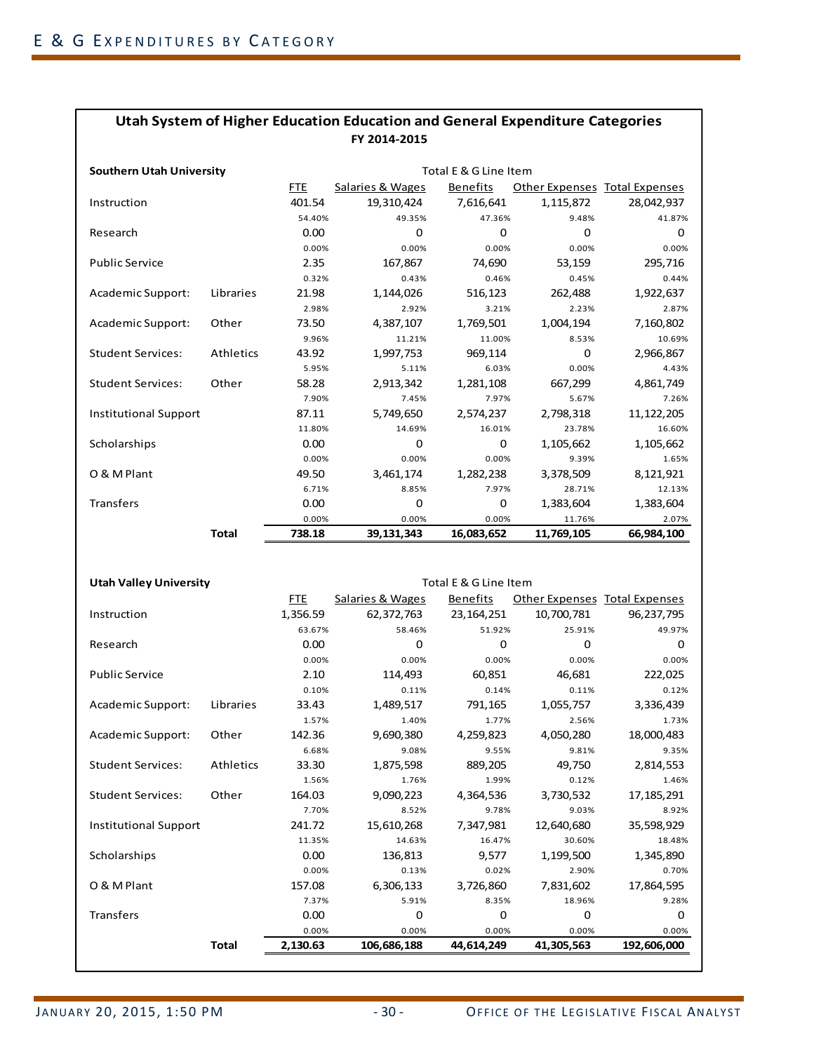# E & G Expenditures by Category

## Utah System of Higher Education Education and General Expenditure Categories

**FY 2014-2015**

**Southern Utah University**

| | | Total E & G Line Item | | | | |
|---|---|---|---|---|---|---|
| | | FTE | Salaries & Wages | Benefits | Other Expenses | Total Expenses |
| Instruction | | 401.54 | 19,310,424 | 7,616,641 | 1,115,872 | 28,042,937 |
| | | 54.40% | 49.35% | 47.36% | 9.48% | 41.87% |
| Research | | 0.00 | 0 | 0 | 0 | 0 |
| | | 0.00% | 0.00% | 0.00% | 0.00% | 0.00% |
| Public Service | | 2.35 | 167,867 | 74,690 | 53,159 | 295,716 |
| | | 0.32% | 0.43% | 0.46% | 0.45% | 0.44% |
| Academic Support: | Libraries | 21.98 | 1,144,026 | 516,123 | 262,488 | 1,922,637 |
| | | 2.98% | 2.92% | 3.21% | 2.23% | 2.87% |
| Academic Support: | Other | 73.50 | 4,387,107 | 1,769,501 | 1,004,194 | 7,160,802 |
| | | 9.96% | 11.21% | 11.00% | 8.53% | 10.69% |
| Student Services: | Athletics | 43.92 | 1,997,753 | 969,114 | 0 | 2,966,867 |
| | | 5.95% | 5.11% | 6.03% | 0.00% | 4.43% |
| Student Services: | Other | 58.28 | 2,913,342 | 1,281,108 | 667,299 | 4,861,749 |
| | | 7.90% | 7.45% | 7.97% | 5.67% | 7.26% |
| Institutional Support | | 87.11 | 5,749,650 | 2,574,237 | 2,798,318 | 11,122,205 |
| | | 11.80% | 14.69% | 16.01% | 23.78% | 16.60% |
| Scholarships | | 0.00 | 0 | 0 | 1,105,662 | 1,105,662 |
| | | 0.00% | 0.00% | 0.00% | 9.39% | 1.65% |
| O & M Plant | | 49.50 | 3,461,174 | 1,282,238 | 3,378,509 | 8,121,921 |
| | | 6.71% | 8.85% | 7.97% | 28.71% | 12.13% |
| Transfers | | 0.00 | 0 | 0 | 1,383,604 | 1,383,604 |
| | | 0.00% | 0.00% | 0.00% | 11.76% | 2.07% |
| | **Total** | **738.18** | **39,131,343** | **16,083,652** | **11,769,105** | **66,984,100** |

**Utah Valley University**

| | | Total E & G Line Item | | | | |
|---|---|---|---|---|---|---|
| | | FTE | Salaries & Wages | Benefits | Other Expenses | Total Expenses |
| Instruction | | 1,356.59 | 62,372,763 | 23,164,251 | 10,700,781 | 96,237,795 |
| | | 63.67% | 58.46% | 51.92% | 25.91% | 49.97% |
| Research | | 0.00 | 0 | 0 | 0 | 0 |
| | | 0.00% | 0.00% | 0.00% | 0.00% | 0.00% |
| Public Service | | 2.10 | 114,493 | 60,851 | 46,681 | 222,025 |
| | | 0.10% | 0.11% | 0.14% | 0.11% | 0.12% |
| Academic Support: | Libraries | 33.43 | 1,489,517 | 791,165 | 1,055,757 | 3,336,439 |
| | | 1.57% | 1.40% | 1.77% | 2.56% | 1.73% |
| Academic Support: | Other | 142.36 | 9,690,380 | 4,259,823 | 4,050,280 | 18,000,483 |
| | | 6.68% | 9.08% | 9.55% | 9.81% | 9.35% |
| Student Services: | Athletics | 33.30 | 1,875,598 | 889,205 | 49,750 | 2,814,553 |
| | | 1.56% | 1.76% | 1.99% | 0.12% | 1.46% |
| Student Services: | Other | 164.03 | 9,090,223 | 4,364,536 | 3,730,532 | 17,185,291 |
| | | 7.70% | 8.52% | 9.78% | 9.03% | 8.92% |
| Institutional Support | | 241.72 | 15,610,268 | 7,347,981 | 12,640,680 | 35,598,929 |
| | | 11.35% | 14.63% | 16.47% | 30.60% | 18.48% |
| Scholarships | | 0.00 | 136,813 | 9,577 | 1,199,500 | 1,345,890 |
| | | 0.00% | 0.13% | 0.02% | 2.90% | 0.70% |
| O & M Plant | | 157.08 | 6,306,133 | 3,726,860 | 7,831,602 | 17,864,595 |
| | | 7.37% | 5.91% | 8.35% | 18.96% | 9.28% |
| Transfers | | 0.00 | 0 | 0 | 0 | 0 |
| | | 0.00% | 0.00% | 0.00% | 0.00% | 0.00% |
| | **Total** | **2,130.63** | **106,686,188** | **44,614,249** | **41,305,563** | **192,606,000** |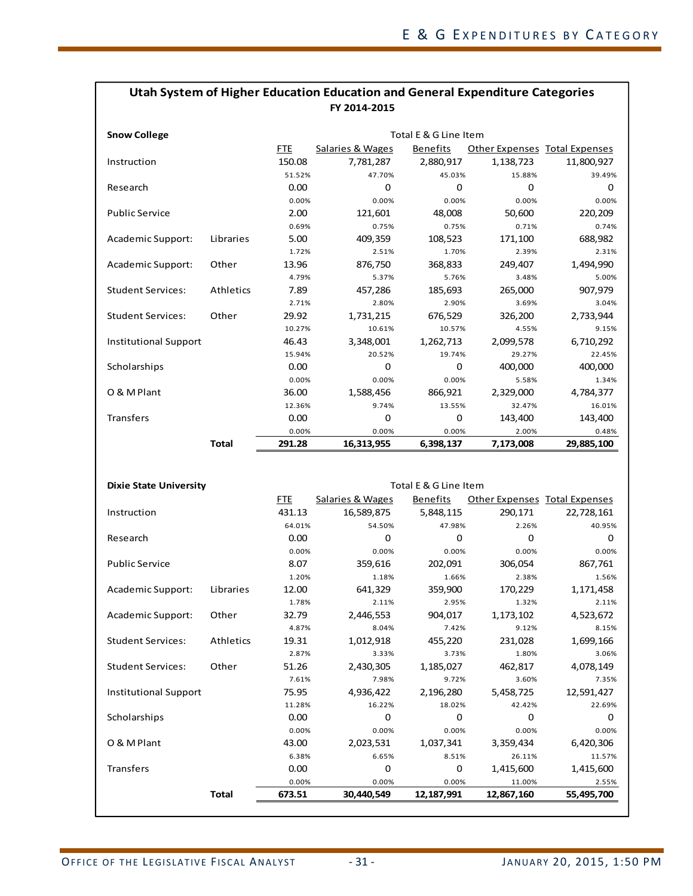## Utah System of Higher Education Education and General Expenditure Categories

**FY 2014-2015**

| **Snow College** | | Total E & G Line Item | | | | |
|---|---|---|---|---|---|---|
| | | FTE | Salaries & Wages | Benefits | Other Expenses | Total Expenses |
| Instruction | | 150.08 | 7,781,287 | 2,880,917 | 1,138,723 | 11,800,927 |
| | | 51.52% | 47.70% | 45.03% | 15.88% | 39.49% |
| Research | | 0.00 | 0 | 0 | 0 | 0 |
| | | 0.00% | 0.00% | 0.00% | 0.00% | 0.00% |
| Public Service | | 2.00 | 121,601 | 48,008 | 50,600 | 220,209 |
| | | 0.69% | 0.75% | 0.75% | 0.71% | 0.74% |
| Academic Support: | Libraries | 5.00 | 409,359 | 108,523 | 171,100 | 688,982 |
| | | 1.72% | 2.51% | 1.70% | 2.39% | 2.31% |
| Academic Support: | Other | 13.96 | 876,750 | 368,833 | 249,407 | 1,494,990 |
| | | 4.79% | 5.37% | 5.76% | 3.48% | 5.00% |
| Student Services: | Athletics | 7.89 | 457,286 | 185,693 | 265,000 | 907,979 |
| | | 2.71% | 2.80% | 2.90% | 3.69% | 3.04% |
| Student Services: | Other | 29.92 | 1,731,215 | 676,529 | 326,200 | 2,733,944 |
| | | 10.27% | 10.61% | 10.57% | 4.55% | 9.15% |
| Institutional Support | | 46.43 | 3,348,001 | 1,262,713 | 2,099,578 | 6,710,292 |
| | | 15.94% | 20.52% | 19.74% | 29.27% | 22.45% |
| Scholarships | | 0.00 | 0 | 0 | 400,000 | 400,000 |
| | | 0.00% | 0.00% | 0.00% | 5.58% | 1.34% |
| O & M Plant | | 36.00 | 1,588,456 | 866,921 | 2,329,000 | 4,784,377 |
| | | 12.36% | 9.74% | 13.55% | 32.47% | 16.01% |
| Transfers | | 0.00 | 0 | 0 | 143,400 | 143,400 |
| | | 0.00% | 0.00% | 0.00% | 2.00% | 0.48% |
| | **Total** | **291.28** | **16,313,955** | **6,398,137** | **7,173,008** | **29,885,100** |

| **Dixie State University** | | Total E & G Line Item | | | | |
|---|---|---|---|---|---|---|
| | | FTE | Salaries & Wages | Benefits | Other Expenses | Total Expenses |
| Instruction | | 431.13 | 16,589,875 | 5,848,115 | 290,171 | 22,728,161 |
| | | 64.01% | 54.50% | 47.98% | 2.26% | 40.95% |
| Research | | 0.00 | 0 | 0 | 0 | 0 |
| | | 0.00% | 0.00% | 0.00% | 0.00% | 0.00% |
| Public Service | | 8.07 | 359,616 | 202,091 | 306,054 | 867,761 |
| | | 1.20% | 1.18% | 1.66% | 2.38% | 1.56% |
| Academic Support: | Libraries | 12.00 | 641,329 | 359,900 | 170,229 | 1,171,458 |
| | | 1.78% | 2.11% | 2.95% | 1.32% | 2.11% |
| Academic Support: | Other | 32.79 | 2,446,553 | 904,017 | 1,173,102 | 4,523,672 |
| | | 4.87% | 8.04% | 7.42% | 9.12% | 8.15% |
| Student Services: | Athletics | 19.31 | 1,012,918 | 455,220 | 231,028 | 1,699,166 |
| | | 2.87% | 3.33% | 3.73% | 1.80% | 3.06% |
| Student Services: | Other | 51.26 | 2,430,305 | 1,185,027 | 462,817 | 4,078,149 |
| | | 7.61% | 7.98% | 9.72% | 3.60% | 7.35% |
| Institutional Support | | 75.95 | 4,936,422 | 2,196,280 | 5,458,725 | 12,591,427 |
| | | 11.28% | 16.22% | 18.02% | 42.42% | 22.69% |
| Scholarships | | 0.00 | 0 | 0 | 0 | 0 |
| | | 0.00% | 0.00% | 0.00% | 0.00% | 0.00% |
| O & M Plant | | 43.00 | 2,023,531 | 1,037,341 | 3,359,434 | 6,420,306 |
| | | 6.38% | 6.65% | 8.51% | 26.11% | 11.57% |
| Transfers | | 0.00 | 0 | 0 | 1,415,600 | 1,415,600 |
| | | 0.00% | 0.00% | 0.00% | 11.00% | 2.55% |
| | **Total** | **673.51** | **30,440,549** | **12,187,991** | **12,867,160** | **55,495,700** |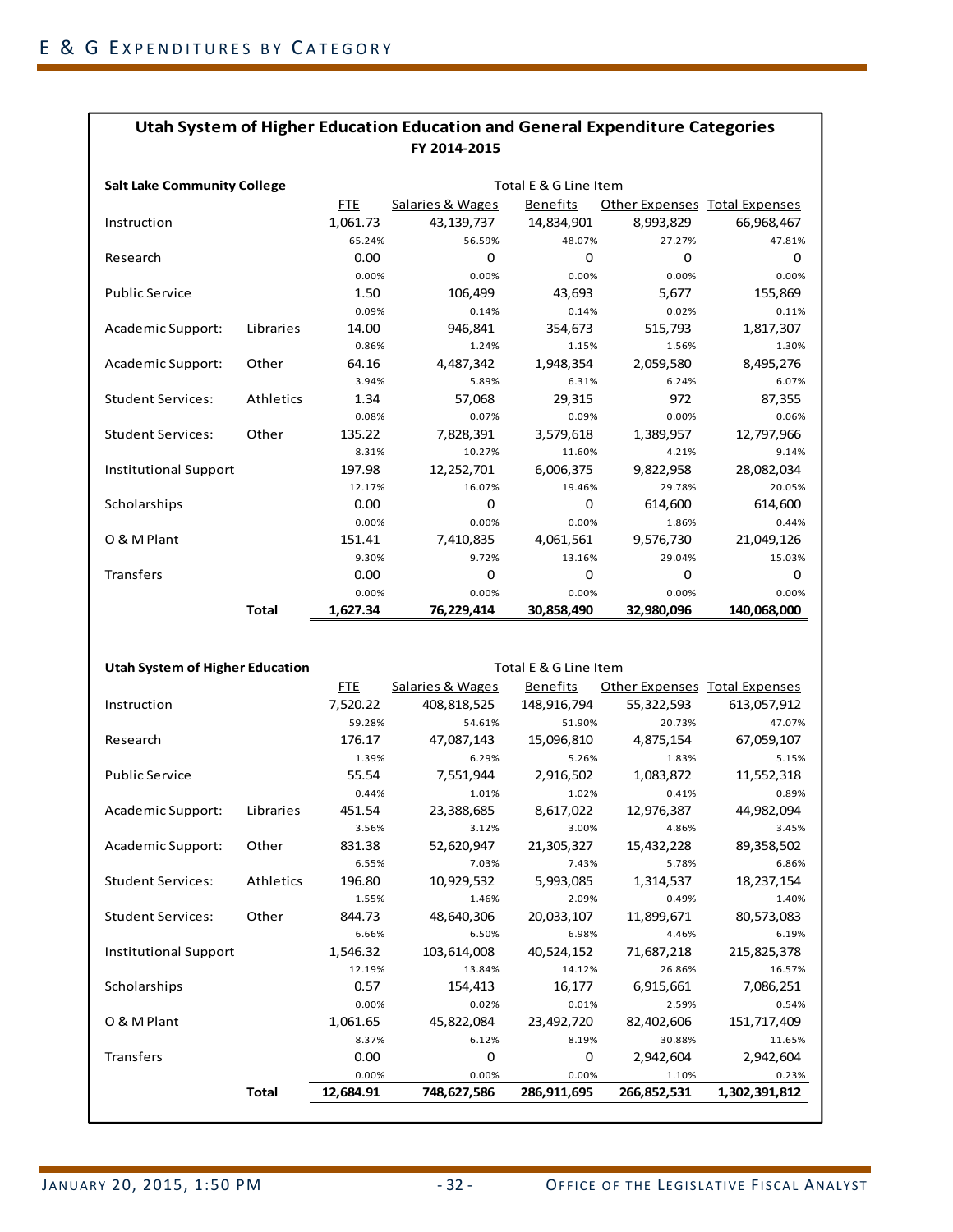# E & G Expenditures by Category

## Utah System of Higher Education Education and General Expenditure Categories

**FY 2014-2015**

| **Salt Lake Community College** | | Total E & G Line Item | | | | |
|---|---|---|---|---|---|---|
| | | FTE | Salaries & Wages | Benefits | Other Expenses | Total Expenses |
| Instruction | | 1,061.73 | 43,139,737 | 14,834,901 | 8,993,829 | 66,968,467 |
| | | 65.24% | 56.59% | 48.07% | 27.27% | 47.81% |
| Research | | 0.00 | 0 | 0 | 0 | 0 |
| | | 0.00% | 0.00% | 0.00% | 0.00% | 0.00% |
| Public Service | | 1.50 | 106,499 | 43,693 | 5,677 | 155,869 |
| | | 0.09% | 0.14% | 0.14% | 0.02% | 0.11% |
| Academic Support: | Libraries | 14.00 | 946,841 | 354,673 | 515,793 | 1,817,307 |
| | | 0.86% | 1.24% | 1.15% | 1.56% | 1.30% |
| Academic Support: | Other | 64.16 | 4,487,342 | 1,948,354 | 2,059,580 | 8,495,276 |
| | | 3.94% | 5.89% | 6.31% | 6.24% | 6.07% |
| Student Services: | Athletics | 1.34 | 57,068 | 29,315 | 972 | 87,355 |
| | | 0.08% | 0.07% | 0.09% | 0.00% | 0.06% |
| Student Services: | Other | 135.22 | 7,828,391 | 3,579,618 | 1,389,957 | 12,797,966 |
| | | 8.31% | 10.27% | 11.60% | 4.21% | 9.14% |
| Institutional Support | | 197.98 | 12,252,701 | 6,006,375 | 9,822,958 | 28,082,034 |
| | | 12.17% | 16.07% | 19.46% | 29.78% | 20.05% |
| Scholarships | | 0.00 | 0 | 0 | 614,600 | 614,600 |
| | | 0.00% | 0.00% | 0.00% | 1.86% | 0.44% |
| O & M Plant | | 151.41 | 7,410,835 | 4,061,561 | 9,576,730 | 21,049,126 |
| | | 9.30% | 9.72% | 13.16% | 29.04% | 15.03% |
| Transfers | | 0.00 | 0 | 0 | 0 | 0 |
| | | 0.00% | 0.00% | 0.00% | 0.00% | 0.00% |
| | **Total** | **1,627.34** | **76,229,414** | **30,858,490** | **32,980,096** | **140,068,000** |

| **Utah System of Higher Education** | | Total E & G Line Item | | | | |
|---|---|---|---|---|---|---|
| | | FTE | Salaries & Wages | Benefits | Other Expenses | Total Expenses |
| Instruction | | 7,520.22 | 408,818,525 | 148,916,794 | 55,322,593 | 613,057,912 |
| | | 59.28% | 54.61% | 51.90% | 20.73% | 47.07% |
| Research | | 176.17 | 47,087,143 | 15,096,810 | 4,875,154 | 67,059,107 |
| | | 1.39% | 6.29% | 5.26% | 1.83% | 5.15% |
| Public Service | | 55.54 | 7,551,944 | 2,916,502 | 1,083,872 | 11,552,318 |
| | | 0.44% | 1.01% | 1.02% | 0.41% | 0.89% |
| Academic Support: | Libraries | 451.54 | 23,388,685 | 8,617,022 | 12,976,387 | 44,982,094 |
| | | 3.56% | 3.12% | 3.00% | 4.86% | 3.45% |
| Academic Support: | Other | 831.38 | 52,620,947 | 21,305,327 | 15,432,228 | 89,358,502 |
| | | 6.55% | 7.03% | 7.43% | 5.78% | 6.86% |
| Student Services: | Athletics | 196.80 | 10,929,532 | 5,993,085 | 1,314,537 | 18,237,154 |
| | | 1.55% | 1.46% | 2.09% | 0.49% | 1.40% |
| Student Services: | Other | 844.73 | 48,640,306 | 20,033,107 | 11,899,671 | 80,573,083 |
| | | 6.66% | 6.50% | 6.98% | 4.46% | 6.19% |
| Institutional Support | | 1,546.32 | 103,614,008 | 40,524,152 | 71,687,218 | 215,825,378 |
| | | 12.19% | 13.84% | 14.12% | 26.86% | 16.57% |
| Scholarships | | 0.57 | 154,413 | 16,177 | 6,915,661 | 7,086,251 |
| | | 0.00% | 0.02% | 0.01% | 2.59% | 0.54% |
| O & M Plant | | 1,061.65 | 45,822,084 | 23,492,720 | 82,402,606 | 151,717,409 |
| | | 8.37% | 6.12% | 8.19% | 30.88% | 11.65% |
| Transfers | | 0.00 | 0 | 0 | 2,942,604 | 2,942,604 |
| | | 0.00% | 0.00% | 0.00% | 1.10% | 0.23% |
| | **Total** | **12,684.91** | **748,627,586** | **286,911,695** | **266,852,531** | **1,302,391,812** |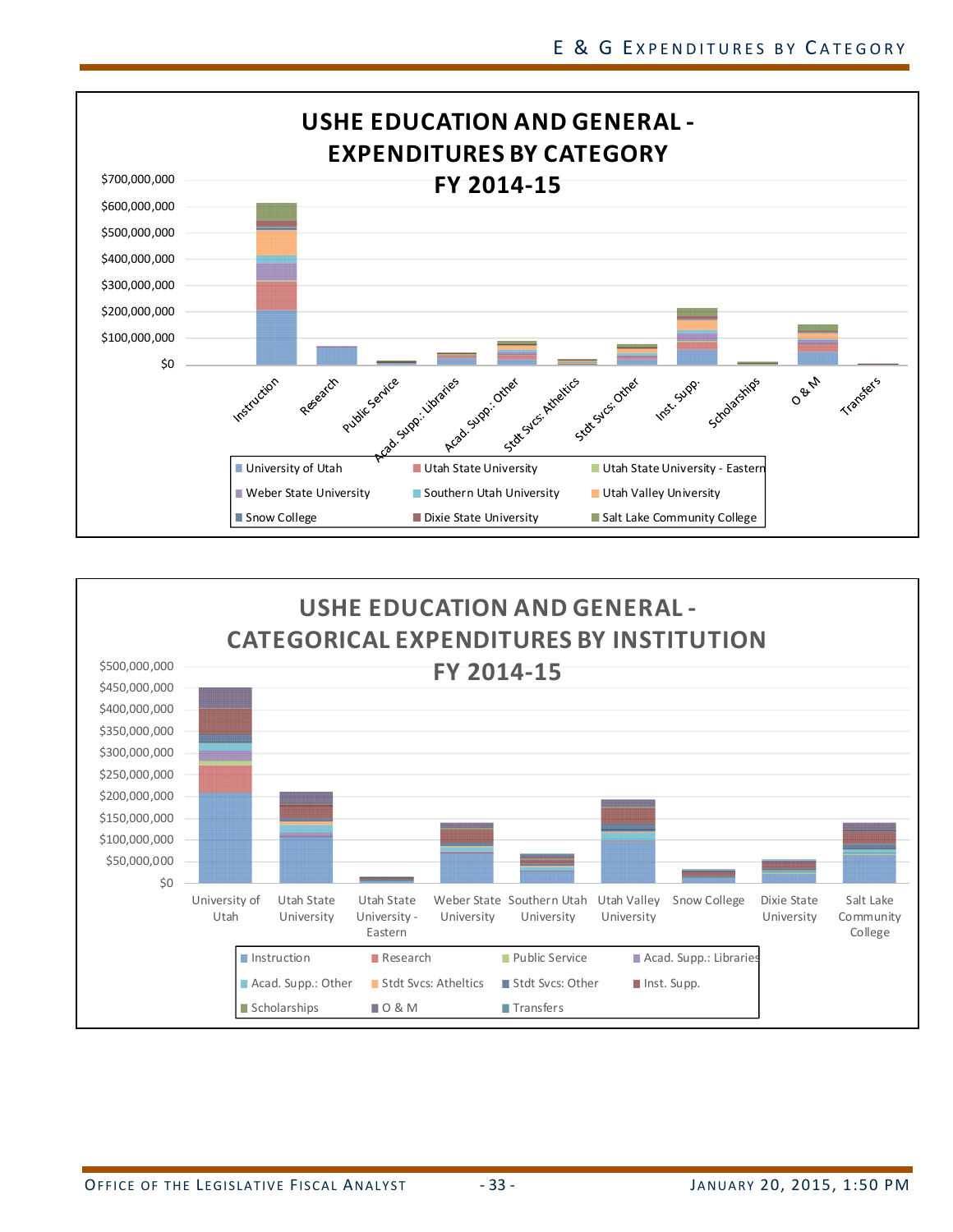USHE EDUCATION AND GENERAL - EXPENDITURES BY CATEGORY FY 2014-15

$700,000,000
$600,000,000
$500,000,000
$400,000,000
$300,000,000
$200,000,000
$100,000,000
$0

Instruction
Research
Public Service
Acad. Supp.: Libraries
Acad. Supp.: Other
Stdt Svcs: Atheltics
Stdt Svcs: Other
Inst. Supp.
Scholarships
O & M
Transfers

University of Utah
Utah State University
Utah State University - Eastern
Weber State University
Southern Utah University
Utah Valley University
Snow College
Dixie State University
Salt Lake Community College

USHE EDUCATION AND GENERAL - CATEGORICAL EXPENDITURES BY INSTITUTION FY 2014-15

$500,000,000
$450,000,000
$400,000,000
$350,000,000
$300,000,000
$250,000,000
$200,000,000
$150,000,000
$100,000,000
$50,000,000
$0

University of Utah
Utah State University
Utah State University - Eastern
Weber State University
Southern Utah University
Utah Valley University
Snow College
Dixie State University
Salt Lake Community College

Instruction
Research
Public Service
Acad. Supp.: Libraries
Acad. Supp.: Other
Stdt Svcs: Atheltics
Stdt Svcs: Other
Inst. Supp.
Scholarships
O & M
Transfers